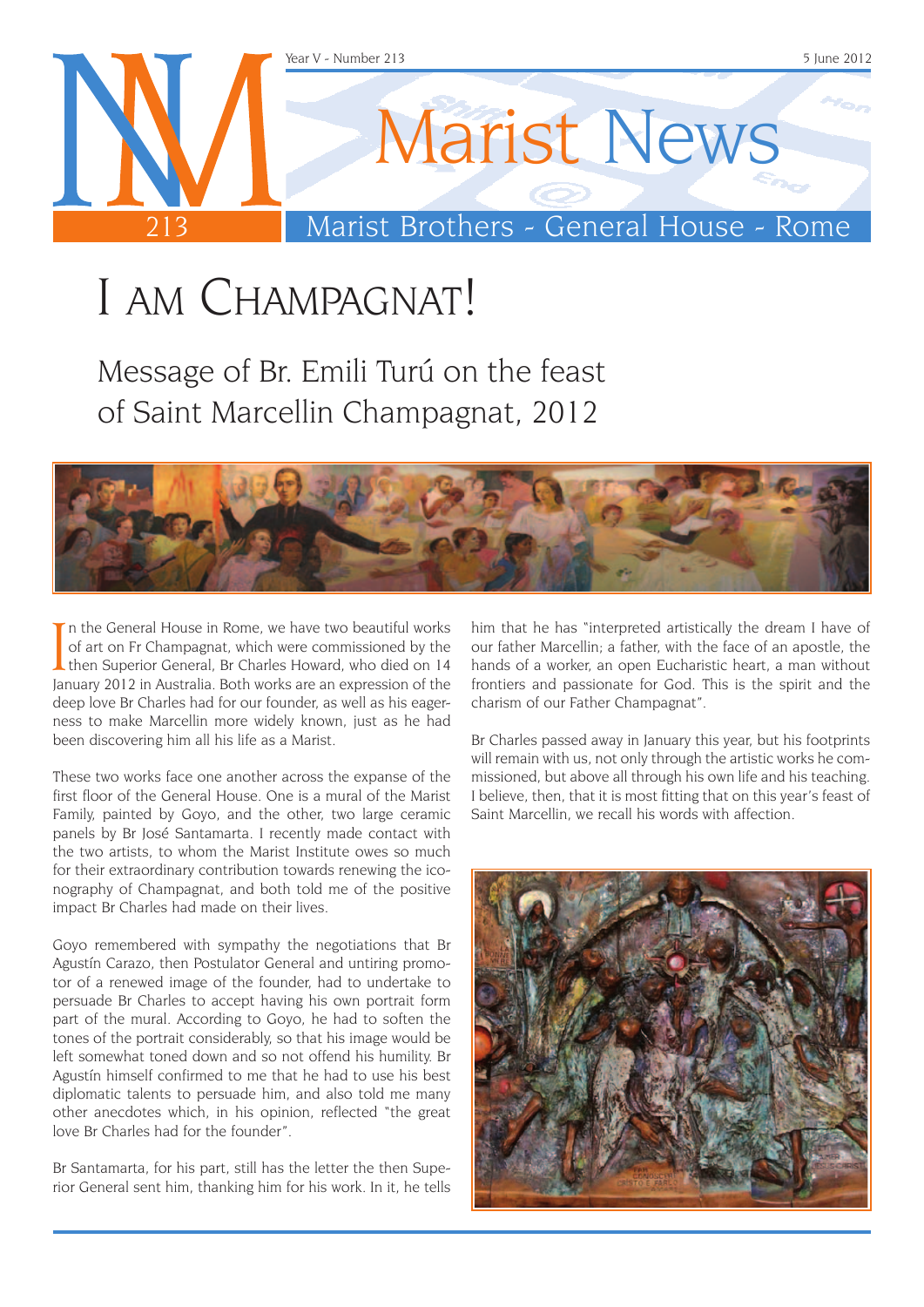# I AM CHAMPAGNAT!

## Message of Br. Emili Turú on the feast of Saint Marcellin Champagnat, 2012

In the General House in Rome, we have two beautiful works of art on Fr Champagnat, which were commissioned by the then Superior General, Br Charles Howard, who died on 14 January 2012 in Australia. Both works are an expression of the deep love Br Charles had for our founder, as well as his eagerness to make Marcellin more widely known, just as he had been discovering him all his life as a Marist.

These two works face one another across the expanse of the first floor of the General House. One is a mural of the Marist Family, painted by Goyo, and the other, two large ceramic panels by Br José Santamarta. I recently made contact with the two artists, to whom the Marist Institute owes so much for their extraordinary contribution towards renewing the iconography of Champagnat, and both told me of the positive impact Br Charles had made on their lives.

Goyo remembered with sympathy the negotiations that Br Agustín Carazo, then Postulator General and untiring promotor of a renewed image of the founder, had to undertake to persuade Br Charles to accept having his own portrait form part of the mural. According to Goyo, he had to soften the tones of the portrait considerably, so that his image would be left somewhat toned down and so not offend his humility. Br Agustín himself confirmed to me that he had to use his best diplomatic talents to persuade him, and also told me many other anecdotes which, in his opinion, reflected "the great love Br Charles had for the founder".

Br Santamarta, for his part, still has the letter the then Superior General sent him, thanking him for his work. In it, he tells him that he has "interpreted artistically the dream I have of our father Marcellin; a father, with the face of an apostle, the hands of a worker, an open Eucharistic heart, a man without frontiers and passionate for God. This is the spirit and the charism of our Father Champagnat".

Br Charles passed away in January this year, but his footprints will remain with us, not only through the artistic works he commissioned, but above all through his own life and his teaching. I believe, then, that it is most fitting that on this year's feast of Saint Marcellin, we recall his words with affection.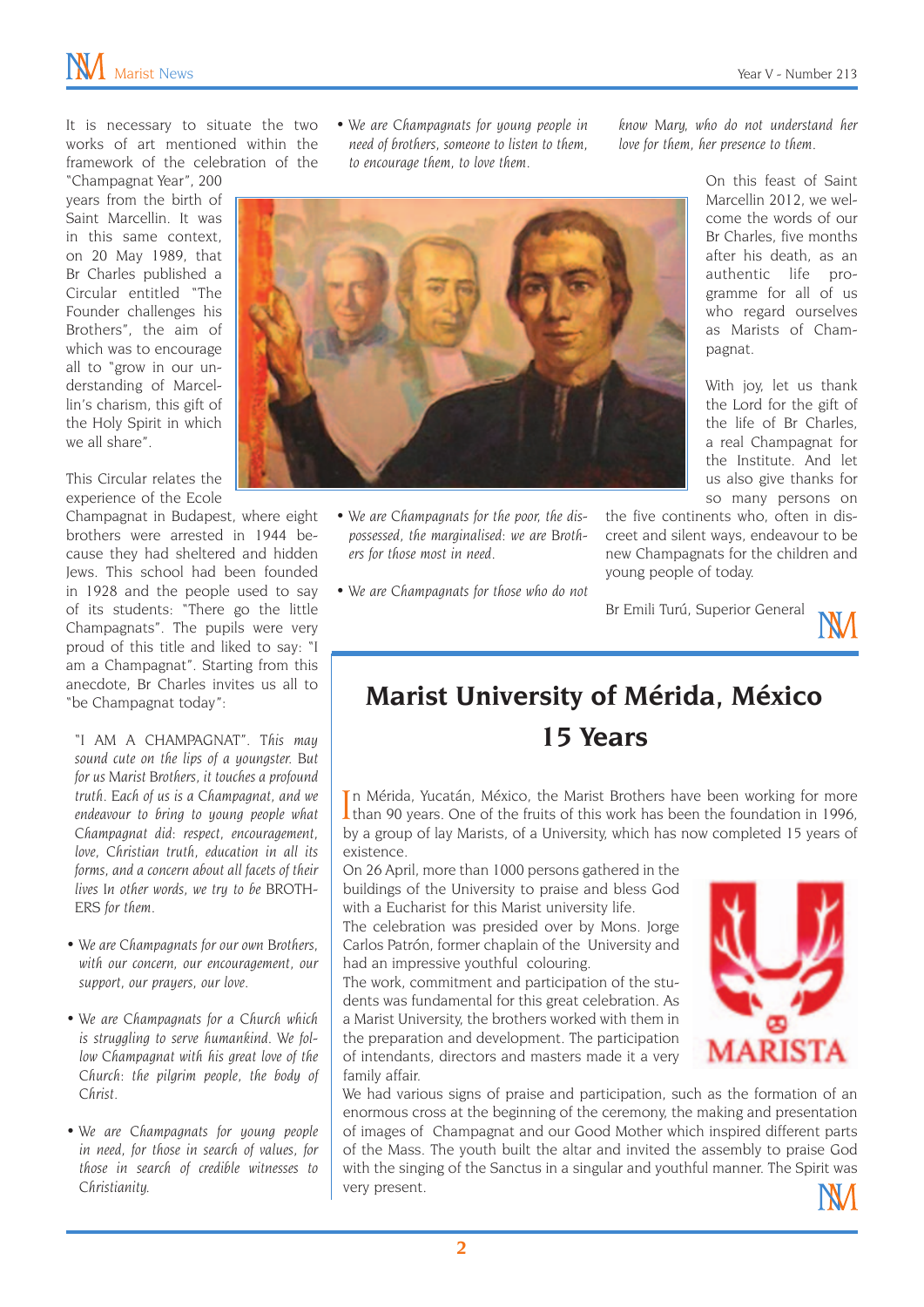It is necessary to situate the two works of art mentioned within the framework of the celebration of the "Champagnat Year", 200 years from the birth of Saint Marcellin. It was in this same context, on 20 May 1989, that Br Charles published a Circular entitled "The Founder challenges his Brothers", the aim of which was to encourage all to "grow in our understanding of Marcellin's charism, this gift of the Holy Spirit in which we all share".

This Circular relates the experience of the Ecole Champagnat in Budapest, where eight brothers were arrested in 1944 because they had sheltered and hidden Jews. This school had been founded in 1928 and the people used to say of its students: "There go the little Champagnats". The pupils were very proud of this title and liked to say: "I am a Champagnat". Starting from this anecdote, Br Charles invites us all to "be Champagnat today":

"I AM A CHAMPAGNAT". *This may sound cute on the lips of a youngster. But for us Marist Brothers, it touches a profound truth. Each of us is a Champagnat, and we endeavour to bring to young people what Champagnat did: respect, encouragement, love, Christian truth, education in all its forms, and a concern about all facets of their lives In other words, we try to be* BROTHERS *for them*.

- *We are Champagnats for our own Brothers, with our concern, our encouragement, our support, our prayers, our love.*
- *We are Champagnats for a Church which is struggling to serve humankind. We follow Champagnat with his great love of the Church: the pilgrim people, the body of Christ.*
- *We are Champagnats for young people in need, for those in search of values, for those in search of credible witnesses to Christianity.*
- *We are Champagnats for young people in need of brothers, someone to listen to them, to encourage them, to love them.*
- *We are Champagnats for the poor, the dispossessed, the marginalised: we are Brothers for those most in need.*
- *We are Champagnats for those who do not know Mary, who do not understand her love for them, her presence to them.*

On this feast of Saint Marcellin 2012, we welcome the words of our Br Charles, five months after his death, as an authentic life programme for all of us who regard ourselves as Marists of Champagnat.

With joy, let us thank the Lord for the gift of the life of Br Charles, a real Champagnat for the Institute. And let us also give thanks for so many persons on the five continents who, often in discreet and silent ways, endeavour to be new Champagnats for the children and young people of today.

Br Emili Turú, Superior General

## Marist University of Mérida, México 15 Years

In Mérida, Yucatán, México, the Marist Brothers have been working for more than 90 years. One of the fruits of this work has been the foundation in 1996, by a group of lay Marists, of a University, which has now completed 15 years of existence.

On 26 April, more than 1000 persons gathered in the buildings of the University to praise and bless God with a Eucharist for this Marist university life.

The celebration was presided over by Mons. Jorge Carlos Patrón, former chaplain of the University and had an impressive youthful colouring.

The work, commitment and participation of the students was fundamental for this great celebration. As a Marist University, the brothers worked with them in the preparation and development. The participation of intendants, directors and masters made it a very family affair.

We had various signs of praise and participation, such as the formation of an enormous cross at the beginning of the ceremony, the making and presentation of images of Champagnat and our Good Mother which inspired different parts of the Mass. The youth built the altar and invited the assembly to praise God with the singing of the Sanctus in a singular and youthful manner. The Spirit was very present.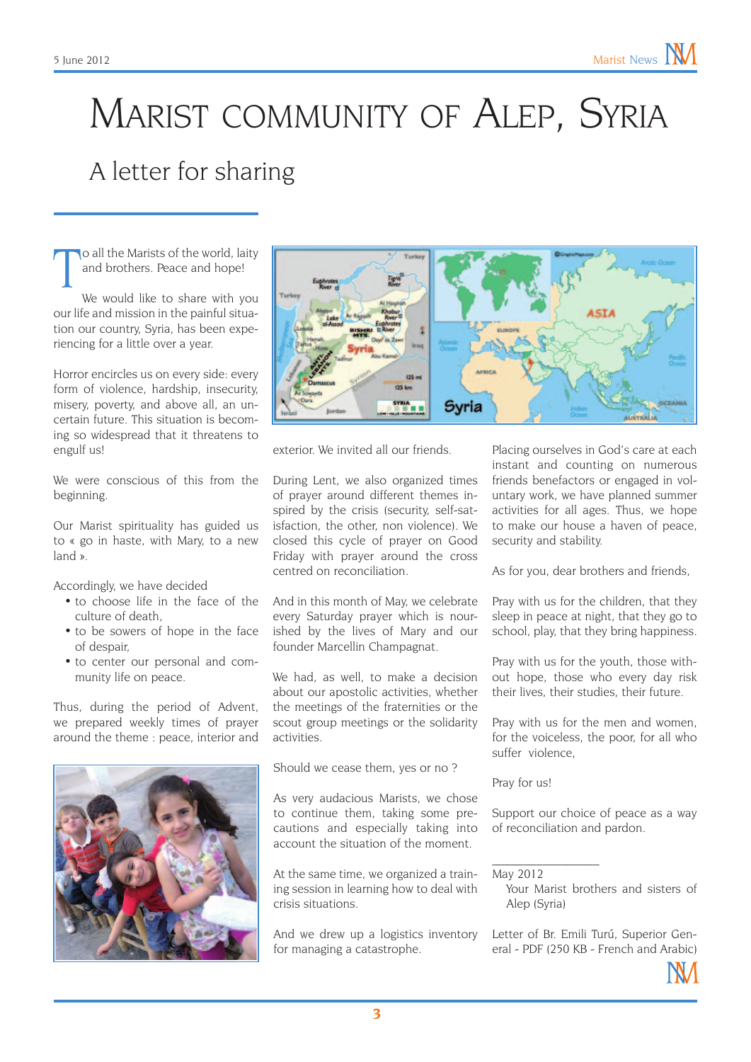# Marist community of Alep, Syria

## A letter for sharing

To all the Marists of the world, laity and brothers. Peace and hope!

We would like to share with you our life and mission in the painful situation our country, Syria, has been experiencing for a little over a year.

Horror encircles us on every side: every form of violence, hardship, insecurity, misery, poverty, and above all, an uncertain future. This situation is becoming so widespread that it threatens to engulf us!

We were conscious of this from the beginning.

Our Marist spirituality has guided us to « go in haste, with Mary, to a new land ».

Accordingly, we have decided

- to choose life in the face of the culture of death,
- to be sowers of hope in the face of despair,
- to center our personal and community life on peace.

Thus, during the period of Advent, we prepared weekly times of prayer around the theme : peace, interior and exterior. We invited all our friends.

During Lent, we also organized times of prayer around different themes inspired by the crisis (security, self-satisfaction, the other, non violence). We closed this cycle of prayer on Good Friday with prayer around the cross centred on reconciliation.

And in this month of May, we celebrate every Saturday prayer which is nourished by the lives of Mary and our founder Marcellin Champagnat.

We had, as well, to make a decision about our apostolic activities, whether the meetings of the fraternities or the scout group meetings or the solidarity activities.

Should we cease them, yes or no ?

As very audacious Marists, we chose to continue them, taking some precautions and especially taking into account the situation of the moment.

At the same time, we organized a training session in learning how to deal with crisis situations.

And we drew up a logistics inventory for managing a catastrophe.

Placing ourselves in God's care at each instant and counting on numerous friends benefactors or engaged in voluntary work, we have planned summer activities for all ages. Thus, we hope to make our house a haven of peace, security and stability.

As for you, dear brothers and friends,

Pray with us for the children, that they sleep in peace at night, that they go to school, play, that they bring happiness.

Pray with us for the youth, those without hope, those who every day risk their lives, their studies, their future.

Pray with us for the men and women, for the voiceless, the poor, for all who suffer violence,

Pray for us!

Support our choice of peace as a way of reconciliation and pardon.

---

May 2012

Your Marist brothers and sisters of Alep (Syria)

Letter of Br. Emili Turú, Superior General - PDF (250 KB - French and Arabic)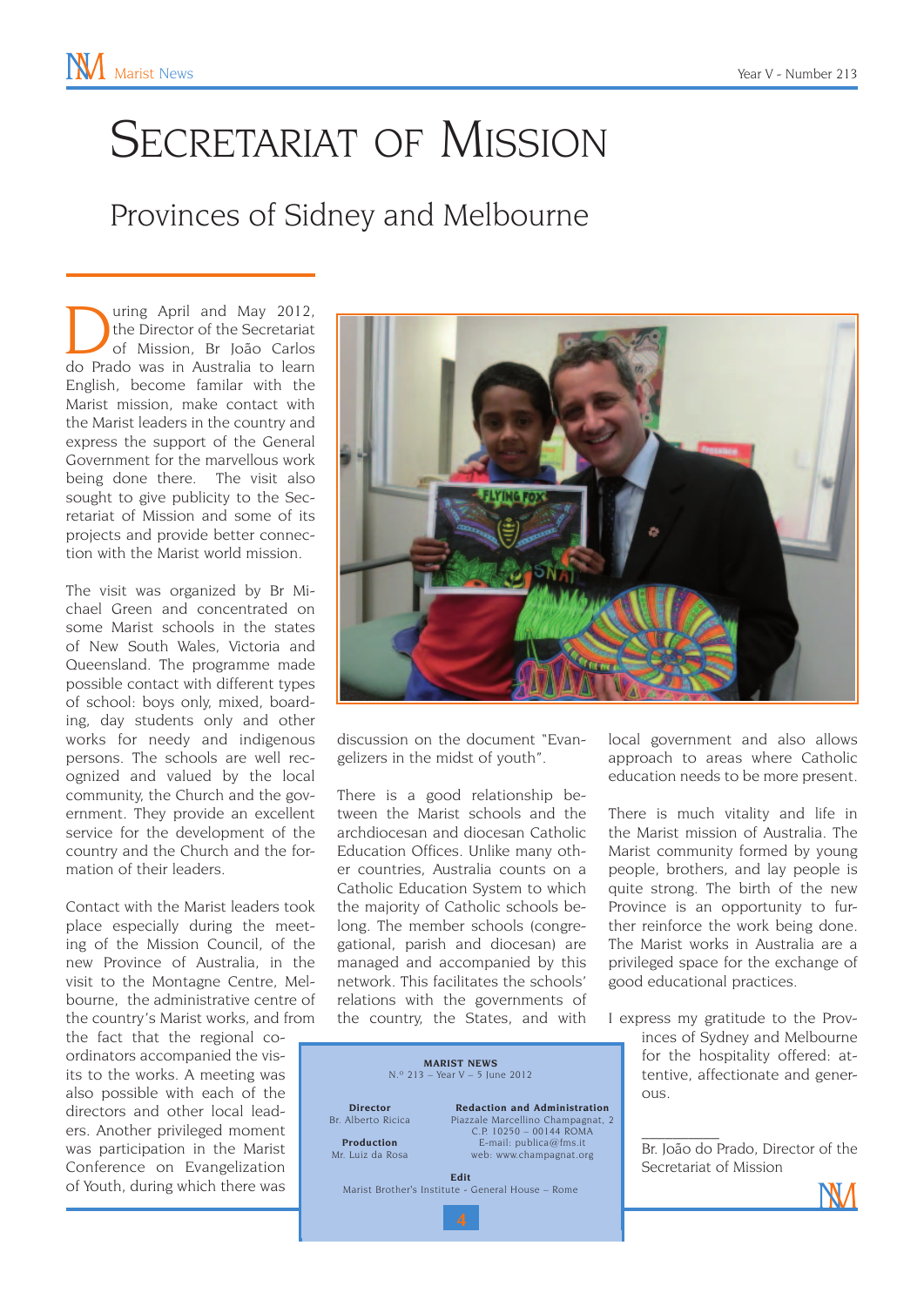# Secretariat of Mission

## Provinces of Sidney and Melbourne

During April and May 2012, the Director of the Secretariat of Mission, Br João Carlos do Prado was in Australia to learn English, become familar with the Marist mission, make contact with the Marist leaders in the country and express the support of the General Government for the marvellous work being done there. The visit also sought to give publicity to the Secretariat of Mission and some of its projects and provide better connection with the Marist world mission.

The visit was organized by Br Michael Green and concentrated on some Marist schools in the states of New South Wales, Victoria and Queensland. The programme made possible contact with different types of school: boys only, mixed, boarding, day students only and other works for needy and indigenous persons. The schools are well recognized and valued by the local community, the Church and the government. They provide an excellent service for the development of the country and the Church and the formation of their leaders.

Contact with the Marist leaders took place especially during the meeting of the Mission Council, of the new Province of Australia, in the visit to the Montagne Centre, Melbourne, the administrative centre of the country's Marist works, and from the fact that the regional co-ordinators accompanied the visits to the works. A meeting was also possible with each of the directors and other local leaders. Another privileged moment was participation in the Marist Conference on Evangelization of Youth, during which there was discussion on the document "Evangelizers in the midst of youth".

There is a good relationship between the Marist schools and the archdiocesan and diocesan Catholic Education Offices. Unlike many other countries, Australia counts on a Catholic Education System to which the majority of Catholic schools belong. The member schools (congregational, parish and diocesan) are managed and accompanied by this network. This facilitates the schools' relations with the governments of the country, the States, and with local government and also allows approach to areas where Catholic education needs to be more present.

There is much vitality and life in the Marist mission of Australia. The Marist community formed by young people, brothers, and lay people is quite strong. The birth of the new Province is an opportunity to further reinforce the work being done. The Marist works in Australia are a privileged space for the exchange of good educational practices.

I express my gratitude to the Provinces of Sydney and Melbourne for the hospitality offered: attentive, affectionate and generous.

Br. João do Prado, Director of the Secretariat of Mission

**MARIST NEWS**
N.º 213 – Year V – 5 June 2012

**Director**
Br. Alberto Ricica

**Production**
Mr. Luiz da Rosa

**Redaction and Administration**
Piazzale Marcellino Champagnat, 2
C.P. 10250 – 00144 ROMA
E-mail: publica@fms.it
web: www.champagnat.org

**Edit**
Marist Brother's Institute - General House – Rome